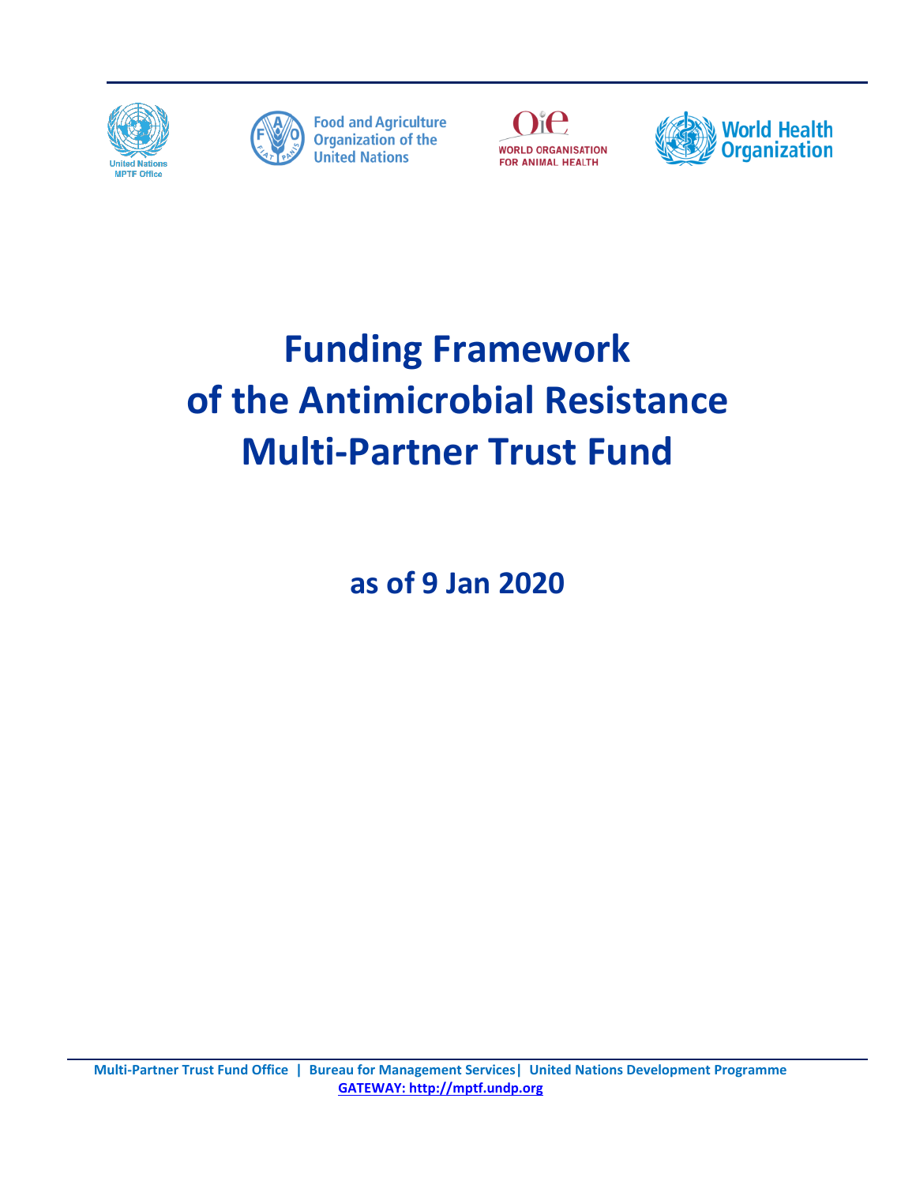United Nations MPTF Office

Food and Agriculture Organization of the United Nations

WORLD ORGANISATION FOR ANIMAL HEALTH

World Health Organization

# Funding Framework of the Antimicrobial Resistance Multi-Partner Trust Fund

## as of 9 Jan 2020

Multi-Partner Trust Fund Office | Bureau for Management Services| United Nations Development Programme

GATEWAY: http://mptf.undp.org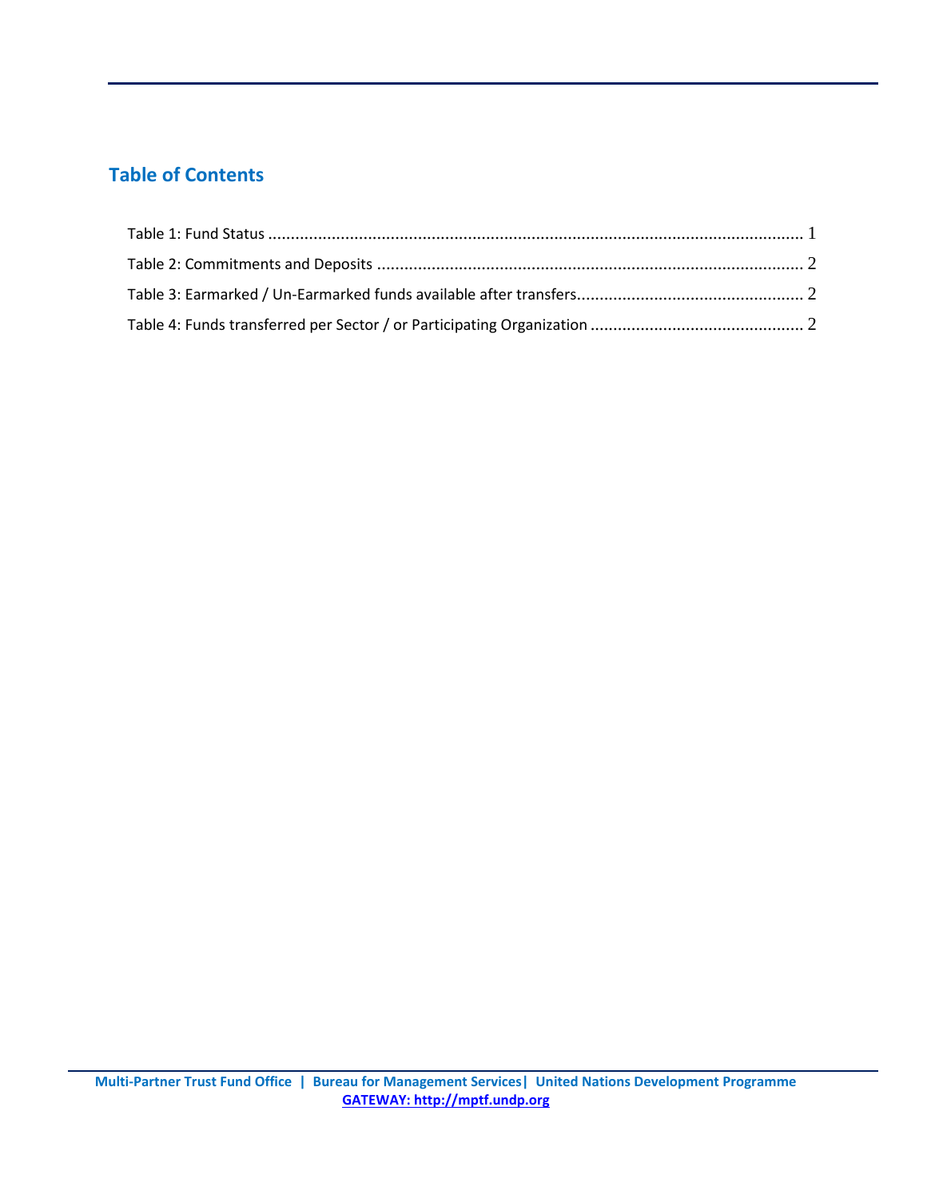## Table of Contents

Table 1: Fund Status ..................................................................................................................... 1

Table 2: Commitments and Deposits ............................................................................................. 2

Table 3: Earmarked / Un-Earmarked funds available after transfers................................................. 2

Table 4: Funds transferred per Sector / or Participating Organization .............................................. 2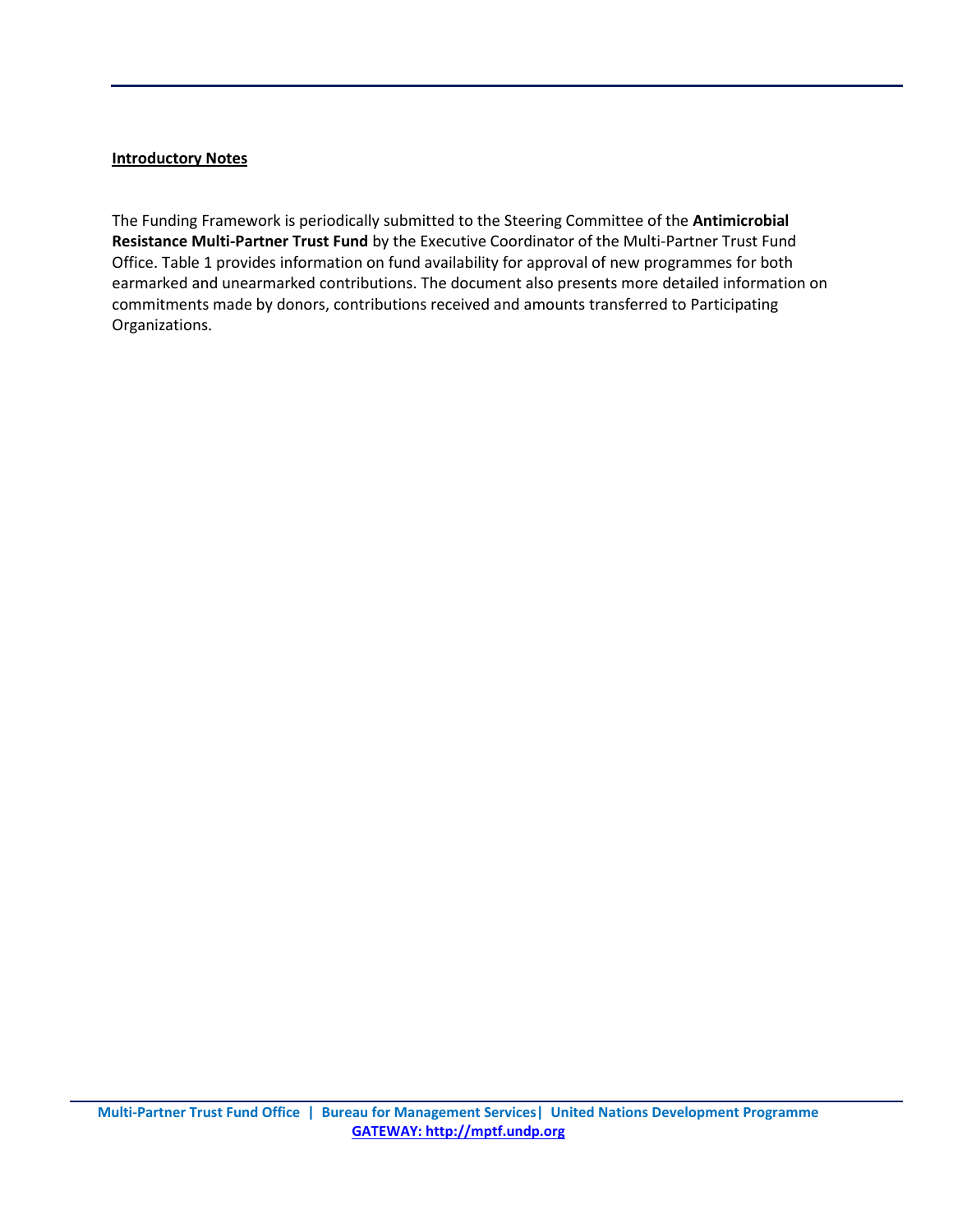**Introductory Notes**

The Funding Framework is periodically submitted to the Steering Committee of the **Antimicrobial Resistance Multi-Partner Trust Fund** by the Executive Coordinator of the Multi-Partner Trust Fund Office. Table 1 provides information on fund availability for approval of new programmes for both earmarked and unearmarked contributions. The document also presents more detailed information on commitments made by donors, contributions received and amounts transferred to Participating Organizations.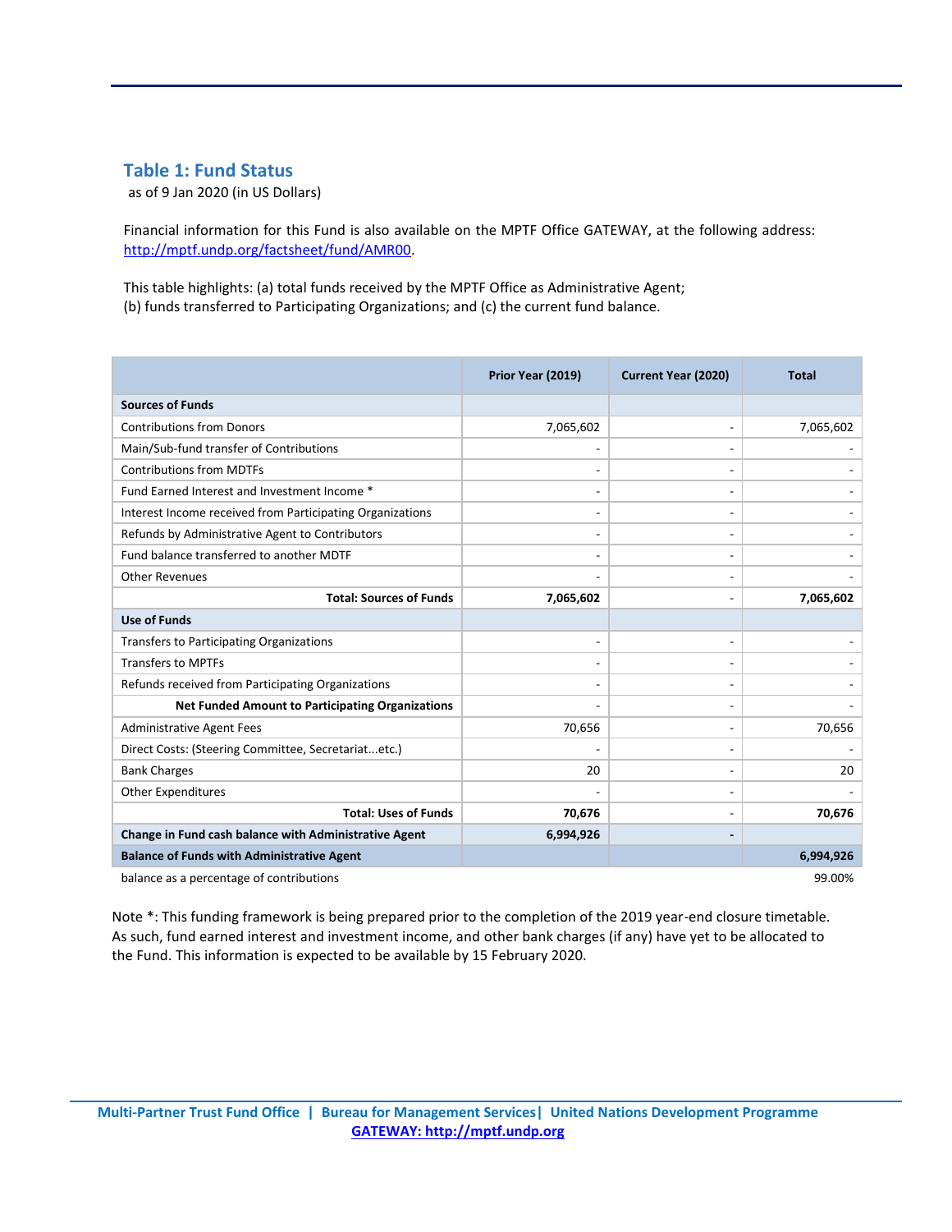## Table 1: Fund Status

as of 9 Jan 2020 (in US Dollars)

Financial information for this Fund is also available on the MPTF Office GATEWAY, at the following address: http://mptf.undp.org/factsheet/fund/AMR00.

This table highlights: (a) total funds received by the MPTF Office as Administrative Agent;
(b) funds transferred to Participating Organizations; and (c) the current fund balance.

| | Prior Year (2019) | Current Year (2020) | Total |
|---|---|---|---|
| **Sources of Funds** | | | |
| Contributions from Donors | 7,065,602 | - | 7,065,602 |
| Main/Sub-fund transfer of Contributions | - | - | - |
| Contributions from MDTFs | - | - | - |
| Fund Earned Interest and Investment Income * | - | - | - |
| Interest Income received from Participating Organizations | - | - | - |
| Refunds by Administrative Agent to Contributors | - | - | - |
| Fund balance transferred to another MDTF | - | - | - |
| Other Revenues | - | - | - |
| **Total: Sources of Funds** | **7,065,602** | - | **7,065,602** |
| **Use of Funds** | | | |
| Transfers to Participating Organizations | - | - | - |
| Transfers to MPTFs | - | - | - |
| Refunds received from Participating Organizations | - | - | - |
| **Net Funded Amount to Participating Organizations** | - | - | - |
| Administrative Agent Fees | 70,656 | - | 70,656 |
| Direct Costs: (Steering Committee, Secretariat...etc.) | - | - | - |
| Bank Charges | 20 | - | 20 |
| Other Expenditures | - | - | - |
| **Total: Uses of Funds** | **70,676** | - | **70,676** |
| **Change in Fund cash balance with Administrative Agent** | **6,994,926** | **-** | |
| **Balance of Funds with Administrative Agent** | | | **6,994,926** |
| balance as a percentage of contributions | | | 99.00% |

Note *: This funding framework is being prepared prior to the completion of the 2019 year-end closure timetable. As such, fund earned interest and investment income, and other bank charges (if any) have yet to be allocated to the Fund. This information is expected to be available by 15 February 2020.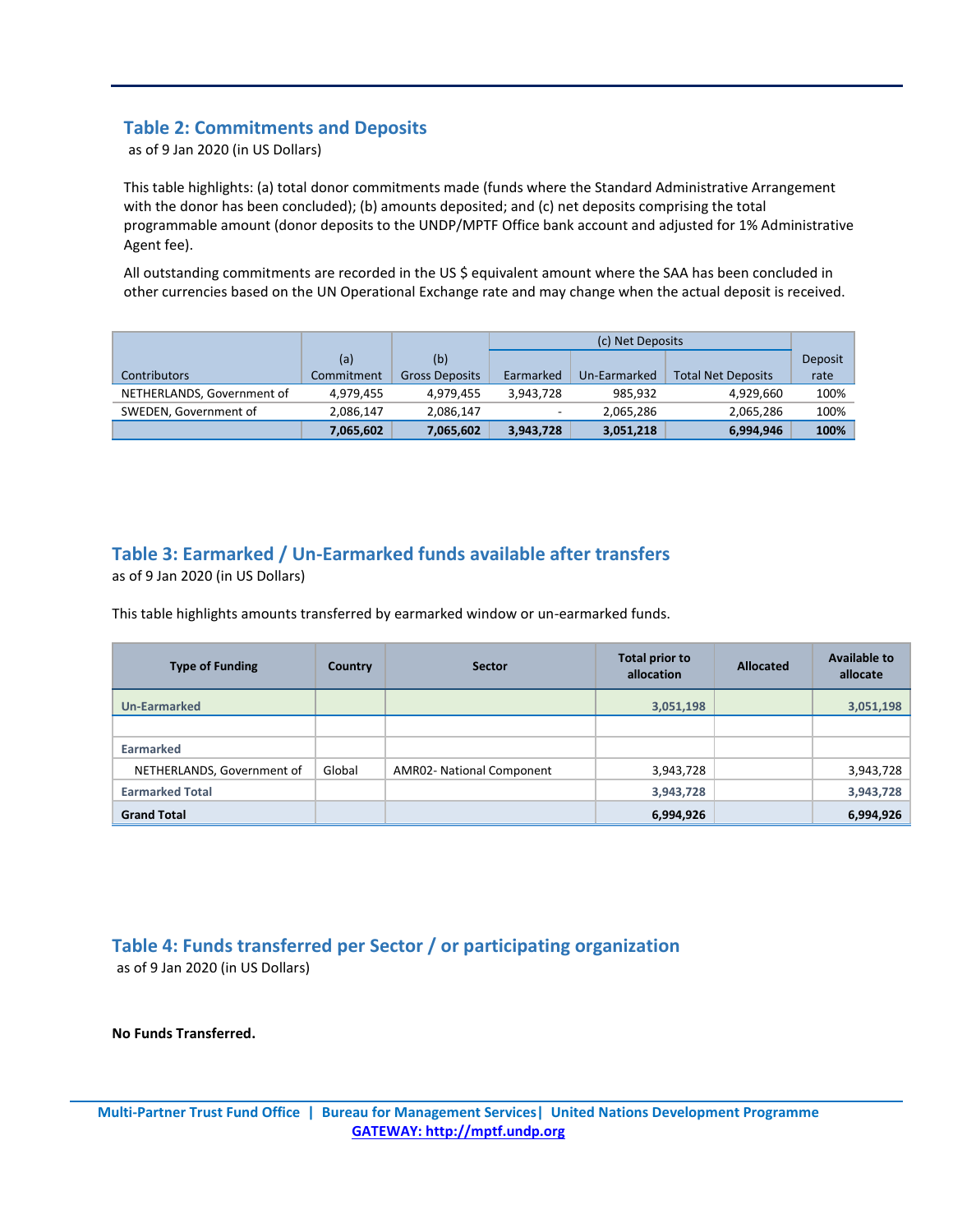## Table 2: Commitments and Deposits

as of 9 Jan 2020 (in US Dollars)

This table highlights: (a) total donor commitments made (funds where the Standard Administrative Arrangement with the donor has been concluded); (b) amounts deposited; and (c) net deposits comprising the total programmable amount (donor deposits to the UNDP/MPTF Office bank account and adjusted for 1% Administrative Agent fee).

All outstanding commitments are recorded in the US $ equivalent amount where the SAA has been concluded in other currencies based on the UN Operational Exchange rate and may change when the actual deposit is received.

| Contributors | (a) Commitment | (b) Gross Deposits | (c) Net Deposits | | | Deposit rate |
|---|---|---|---|---|---|---|
| | | | Earmarked | Un-Earmarked | Total Net Deposits | |
| NETHERLANDS, Government of | 4,979,455 | 4,979,455 | 3,943,728 | 985,932 | 4,929,660 | 100% |
| SWEDEN, Government of | 2,086,147 | 2,086,147 | - | 2,065,286 | 2,065,286 | 100% |
| | **7,065,602** | **7,065,602** | **3,943,728** | **3,051,218** | **6,994,946** | **100%** |

## Table 3: Earmarked / Un-Earmarked funds available after transfers

as of 9 Jan 2020 (in US Dollars)

This table highlights amounts transferred by earmarked window or un-earmarked funds.

| Type of Funding | Country | Sector | Total prior to allocation | Allocated | Available to allocate |
|---|---|---|---|---|---|
| **Un-Earmarked** | | | **3,051,198** | | **3,051,198** |
| | | | | | |
| **Earmarked** | | | | | |
| NETHERLANDS, Government of | Global | AMR02- National Component | 3,943,728 | | 3,943,728 |
| **Earmarked Total** | | | **3,943,728** | | **3,943,728** |
| **Grand Total** | | | **6,994,926** | | **6,994,926** |

## Table 4: Funds transferred per Sector / or participating organization

as of 9 Jan 2020 (in US Dollars)

**No Funds Transferred.**